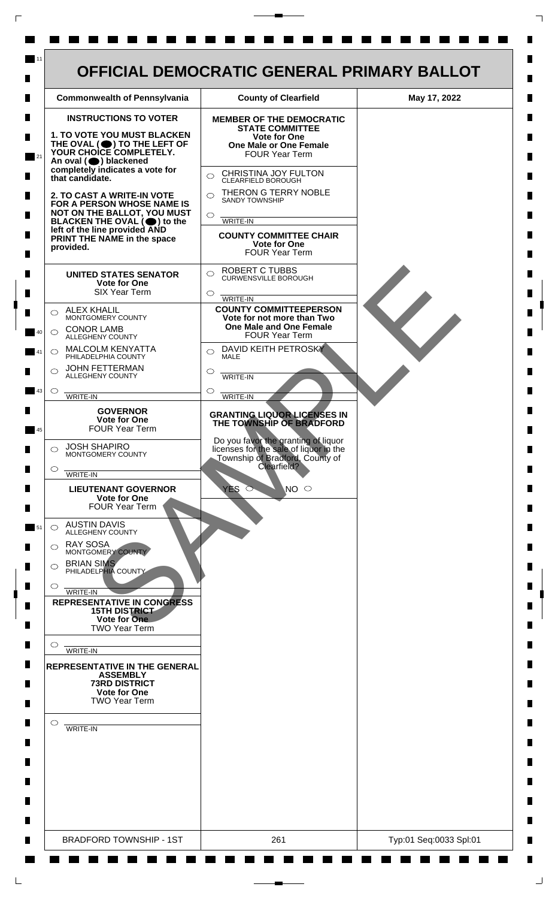# OFFICIAL DEMOCRATIC GENERAL PRIMARY BALLOT

| Commonwealth of Pennsylvania | County of Clearfield | May 17, 2022 |
|---|---|---|

**INSTRUCTIONS TO VOTER**

**1. TO VOTE YOU MUST BLACKEN THE OVAL (⬤) TO THE LEFT OF YOUR CHOICE COMPLETELY.** An oval (⬤) blackened completely indicates a vote for that candidate.

**2. TO CAST A WRITE-IN VOTE FOR A PERSON WHOSE NAME IS NOT ON THE BALLOT, YOU MUST BLACKEN THE OVAL (⬤) to the left of the line provided AND PRINT THE NAME in the space provided.**

**UNITED STATES SENATOR**
**Vote for One**
SIX Year Term

- ○ ALEX KHALIL — MONTGOMERY COUNTY
- ○ CONOR LAMB — ALLEGHENY COUNTY
- ○ MALCOLM KENYATTA — PHILADELPHIA COUNTY
- ○ JOHN FETTERMAN — ALLEGHENY COUNTY
- ○ ______ WRITE-IN

**GOVERNOR**
**Vote for One**
FOUR Year Term

- ○ JOSH SHAPIRO — MONTGOMERY COUNTY
- ○ ______ WRITE-IN

**LIEUTENANT GOVERNOR**
**Vote for One**
FOUR Year Term

- ○ AUSTIN DAVIS — ALLEGHENY COUNTY
- ○ RAY SOSA — MONTGOMERY COUNTY
- ○ BRIAN SIMS — PHILADELPHIA COUNTY
- ○ ______ WRITE-IN

**REPRESENTATIVE IN CONGRESS**
**15TH DISTRICT**
**Vote for One**
TWO Year Term

- ○ ______ WRITE-IN

**REPRESENTATIVE IN THE GENERAL ASSEMBLY**
**73RD DISTRICT**
**Vote for One**
TWO Year Term

- ○ ______ WRITE-IN

**MEMBER OF THE DEMOCRATIC STATE COMMITTEE**
**Vote for One**
**One Male or One Female**
FOUR Year Term

- ○ CHRISTINA JOY FULTON — CLEARFIELD BOROUGH
- ○ THERON G TERRY NOBLE — SANDY TOWNSHIP
- ○ ______ WRITE-IN

**COUNTY COMMITTEE CHAIR**
**Vote for One**
FOUR Year Term

- ○ ROBERT C TUBBS — CURWENSVILLE BOROUGH
- ○ ______ WRITE-IN

**COUNTY COMMITTEEPERSON**
**Vote for not more than Two**
**One Male and One Female**
FOUR Year Term

- ○ DAVID KEITH PETROSKY — MALE
- ○ ______ WRITE-IN
- ○ ______ WRITE-IN

**GRANTING LIQUOR LICENSES IN THE TOWNSHIP OF BRADFORD**

Do you favor the granting of liquor licenses for the sale of liquor in the Township of Bradford, County of Clearfield?

YES ○ NO ○

SAMPLE

| BRADFORD TOWNSHIP - 1ST | 261 | Typ:01 Seq:0033 Spl:01 |
|---|---|---|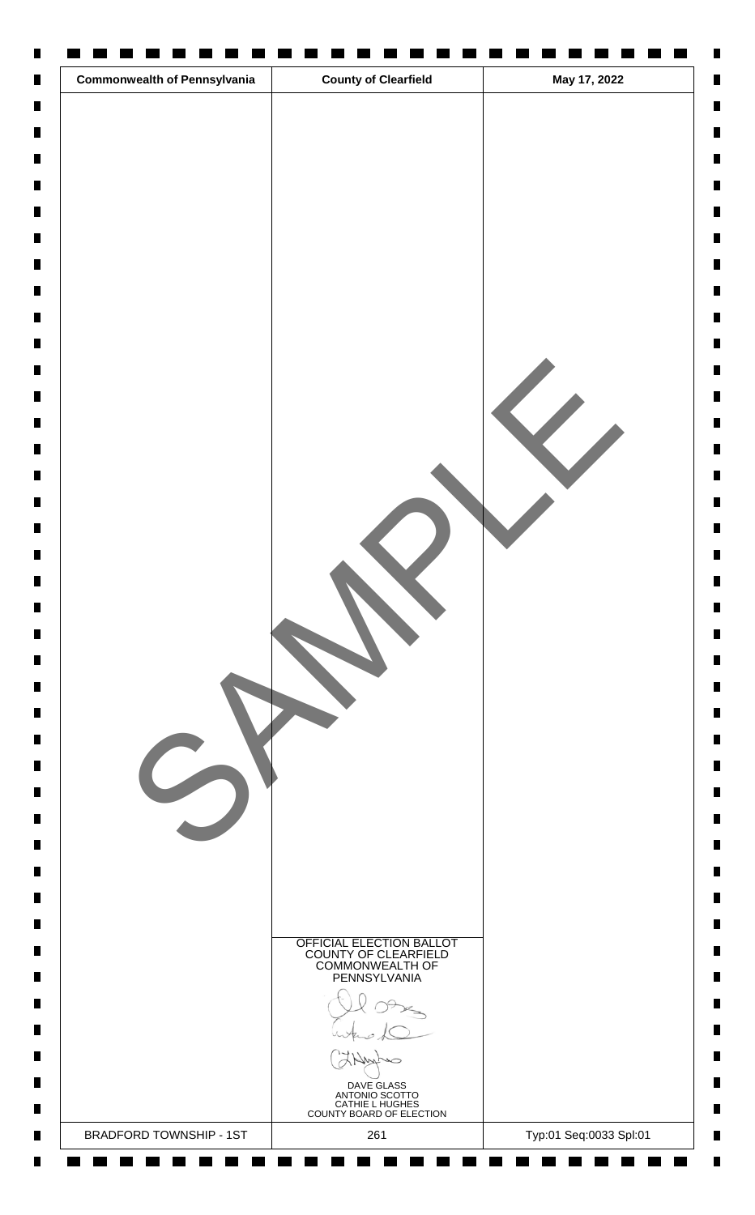| Commonwealth of Pennsylvania | County of Clearfield | May 17, 2022 |
| --- | --- | --- |
| | | |

SAMPLE

OFFICIAL ELECTION BALLOT
COUNTY OF CLEARFIELD
COMMONWEALTH OF PENNSYLVANIA

DAVE GLASS
ANTONIO SCOTTO
CATHIE L HUGHES
COUNTY BOARD OF ELECTION

| | | |
| --- | --- | --- |
| BRADFORD TOWNSHIP - 1ST | 261 | Typ:01 Seq:0033 Spl:01 |